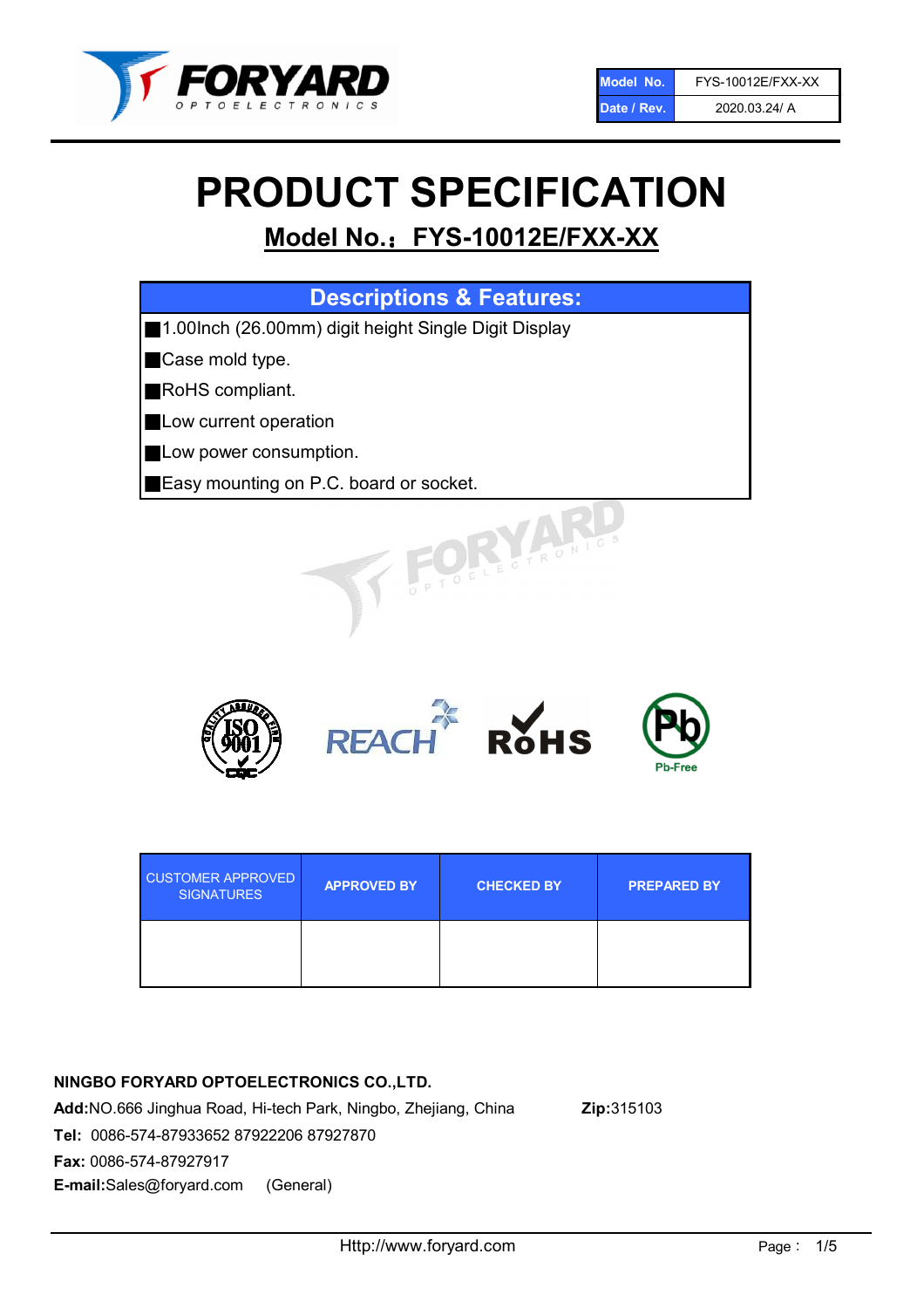| Model No. | FYS-10012E/FXX-XX |
| --- | --- |
| Date / Rev. | 2020.03.24/ A |

# PRODUCT SPECIFICATION

## Model No.：FYS-10012E/FXX-XX

| Descriptions & Features: |
| --- |
| ■1.00Inch (26.00mm) digit height Single Digit Display |
| ■Case mold type. |
| ■RoHS compliant. |
| ■Low current operation |
| ■Low power consumption. |
| ■Easy mounting on P.C. board or socket. |

| CUSTOMER APPROVED SIGNATURES | APPROVED BY | CHECKED BY | PREPARED BY |
| --- | --- | --- | --- |
| | | | |

**NINGBO FORYARD OPTOELECTRONICS CO.,LTD.**

**Add:**NO.666 Jinghua Road, Hi-tech Park, Ningbo, Zhejiang, China **Zip:**315103

**Tel:** 0086-574-87933652 87922206 87927870

**Fax:** 0086-574-87927917

**E-mail:**Sales@foryard.com (General)

Http://www.foryard.com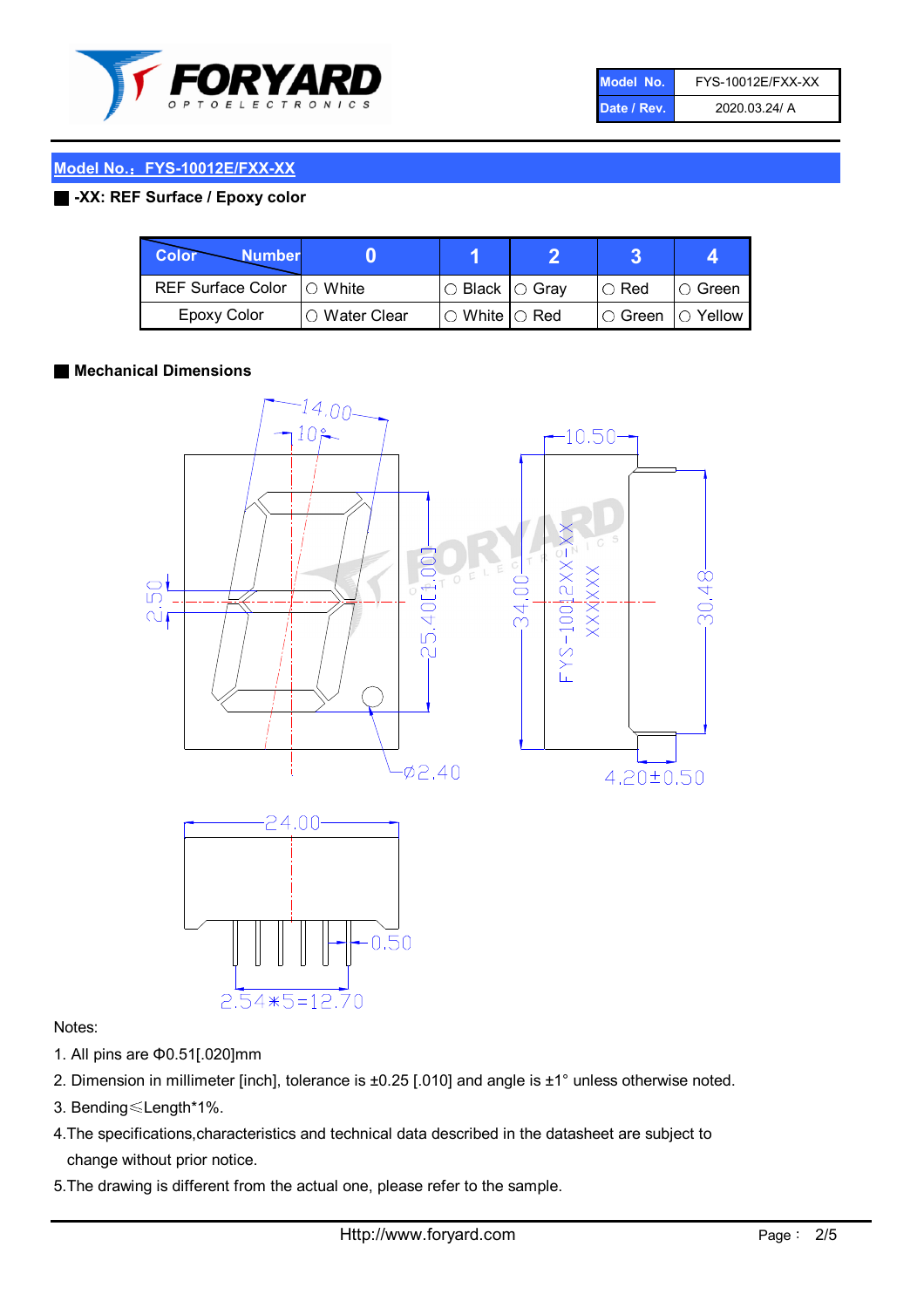| Model No. | FYS-10012E/FXX-XX |
|---|---|
| Date / Rev. | 2020.03.24/ A |

## Model No.：FYS-10012E/FXX-XX

### -XX: REF Surface / Epoxy color

| Color \ Number | 0 | 1 | 2 | 3 | 4 |
|---|---|---|---|---|---|
| REF Surface Color | ○ White | ○ Black | ○ Gray | ○ Red | ○ Green |
| Epoxy Color | ○ Water Clear | ○ White | ○ Red | ○ Green | ○ Yellow |

### Mechanical Dimensions

Notes:

1. All pins are Φ0.51[.020]mm
2. Dimension in millimeter [inch], tolerance is ±0.25 [.010] and angle is ±1° unless otherwise noted.
3. Bending≤Length*1%.
4. The specifications,characteristics and technical data described in the datasheet are subject to change without prior notice.
5. The drawing is different from the actual one, please refer to the sample.

Http://www.foryard.com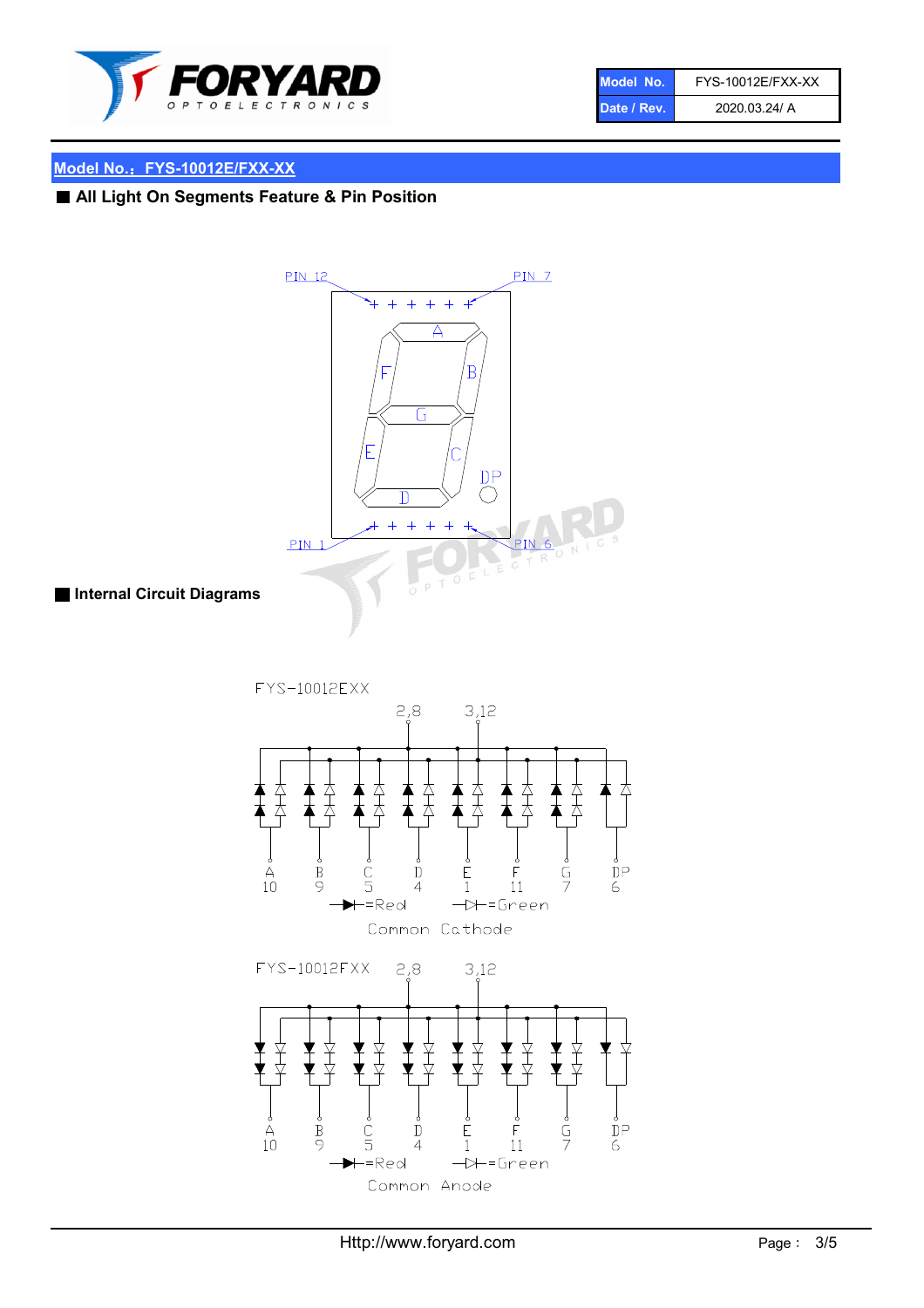## Model No.：FYS-10012E/FXX-XX

### ■ All Light On Segments Feature & Pin Position

PIN 12 PIN 7

A B C D E F G DP

PIN 1 PIN 6

### ■ Internal Circuit Diagrams

FYS-10012EXX

2,8 3,12

| A | B | C | D | E | F | G | DP |
|---|---|---|---|---|---|---|---|
| 10 | 9 | 5 | 4 | 1 | 11 | 7 | 6 |

=Red =Green

Common Cathode

FYS-10012FXX

2,8 3,12

| A | B | C | D | E | F | G | DP |
|---|---|---|---|---|---|---|---|
| 10 | 9 | 5 | 4 | 1 | 11 | 7 | 6 |

=Red =Green

Common Anode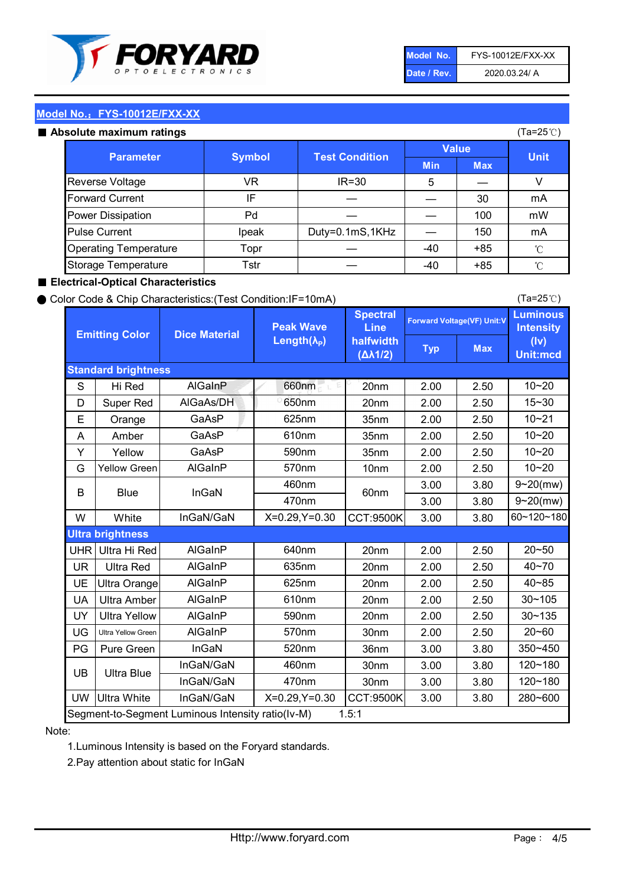| Model No. | FYS-10012E/FXX-XX |
|---|---|
| Date / Rev. | 2020.03.24/ A |

## Model No.：FYS-10012E/FXX-XX

### ■ Absolute maximum ratings

(Ta=25℃)

| Parameter | Symbol | Test Condition | Value | | Unit |
|---|---|---|---|---|---|
| | | | Min | Max | |
| Reverse Voltage | VR | IR=30 | 5 | — | V |
| Forward Current | IF | — | — | 30 | mA |
| Power Dissipation | Pd | — | — | 100 | mW |
| Pulse Current | Ipeak | Duty=0.1mS,1KHz | — | 150 | mA |
| Operating Temperature | Topr | — | -40 | +85 | ℃ |
| Storage Temperature | Tstr | — | -40 | +85 | ℃ |

### ■ Electrical-Optical Characteristics

● Color Code & Chip Characteristics:(Test Condition:IF=10mA)

(Ta=25℃)

| Emitting Color | | Dice Material | Peak Wave Length($\lambda_P$) | Spectral Line halfwidth ($\Delta\lambda 1/2$) | Forward Voltage(VF) Unit:V | | Luminous Intensity (Iv) Unit:mcd |
|---|---|---|---|---|---|---|---|
| | | | | | Typ | Max | |
| **Standard brightness** | | | | | | | |
| S | Hi Red | AlGaInP | 660nm | 20nm | 2.00 | 2.50 | 10~20 |
| D | Super Red | AlGaAs/DH | 650nm | 20nm | 2.00 | 2.50 | 15~30 |
| E | Orange | GaAsP | 625nm | 35nm | 2.00 | 2.50 | 10~21 |
| A | Amber | GaAsP | 610nm | 35nm | 2.00 | 2.50 | 10~20 |
| Y | Yellow | GaAsP | 590nm | 35nm | 2.00 | 2.50 | 10~20 |
| G | Yellow Green | AlGaInP | 570nm | 10nm | 2.00 | 2.50 | 10~20 |
| B | Blue | InGaN | 460nm | 60nm | 3.00 | 3.80 | 9~20(mw) |
| | | | 470nm | | 3.00 | 3.80 | 9~20(mw) |
| W | White | InGaN/GaN | X=0.29,Y=0.30 | CCT:9500K | 3.00 | 3.80 | 60~120~180 |
| **Ultra brightness** | | | | | | | |
| UHR | Ultra Hi Red | AlGaInP | 640nm | 20nm | 2.00 | 2.50 | 20~50 |
| UR | Ultra Red | AlGaInP | 635nm | 20nm | 2.00 | 2.50 | 40~70 |
| UE | Ultra Orange | AlGaInP | 625nm | 20nm | 2.00 | 2.50 | 40~85 |
| UA | Ultra Amber | AlGaInP | 610nm | 20nm | 2.00 | 2.50 | 30~105 |
| UY | Ultra Yellow | AlGaInP | 590nm | 20nm | 2.00 | 2.50 | 30~135 |
| UG | Ultra Yellow Green | AlGaInP | 570nm | 30nm | 2.00 | 2.50 | 20~60 |
| PG | Pure Green | InGaN | 520nm | 36nm | 3.00 | 3.80 | 350~450 |
| UB | Ultra Blue | InGaN/GaN | 460nm | 30nm | 3.00 | 3.80 | 120~180 |
| | | InGaN/GaN | 470nm | 30nm | 3.00 | 3.80 | 120~180 |
| UW | Ultra White | InGaN/GaN | X=0.29,Y=0.30 | CCT:9500K | 3.00 | 3.80 | 280~600 |
| Segment-to-Segment Luminous Intensity ratio(Iv-M) | | | | 1.5:1 | | | |

Note:

1.Luminous Intensity is based on the Foryard standards.

2.Pay attention about static for InGaN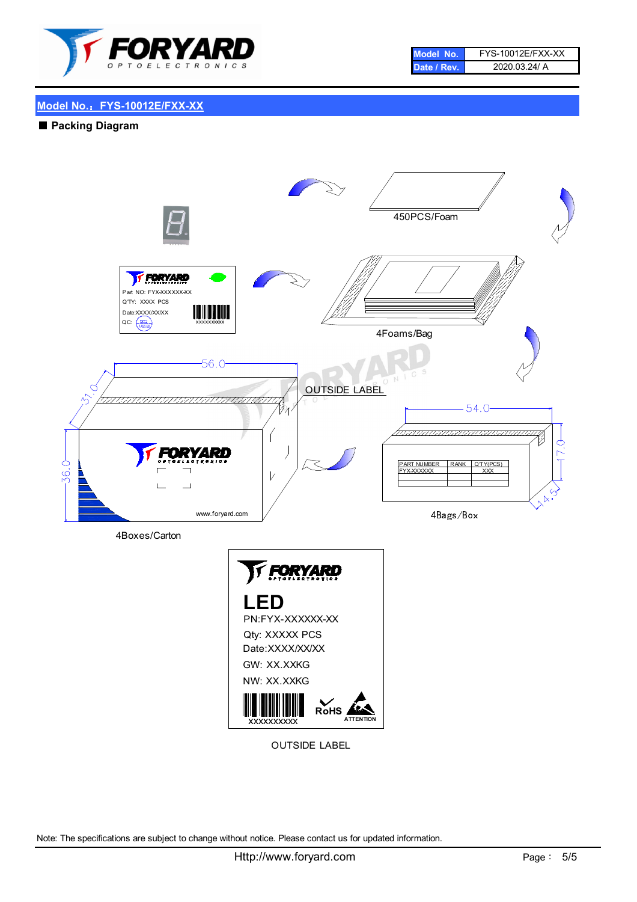## Model No.： FYS-10012E/FXX-XX

■ **Packing Diagram**

450PCS/Foam

Part NO: FYX-XXXXXXX-XX
Q'TY: XXXX PCS
Date:XXXX/XX/XX
QC:

4Foams/Bag

56.0

31.0

36.0

OUTSIDE LABEL

www.foryard.com

4Boxes/Carton

54.0

17.0

14.5

| PART NUMBER | RANK | Q'TY(PCS) |
| --- | --- | --- |
| FYX-XXXXXX | | XXX |

4Bags/Box

LED
PN:FYX-XXXXXX-XX
Qty: XXXXX PCS
Date:XXXX/XX/XX
GW: XX.XXKG
NW: XX.XXKG
XXXXXXXXXX
RoHS
ATTENTION

OUTSIDE LABEL

Note: The specifications are subject to change without notice. Please contact us for updated information.